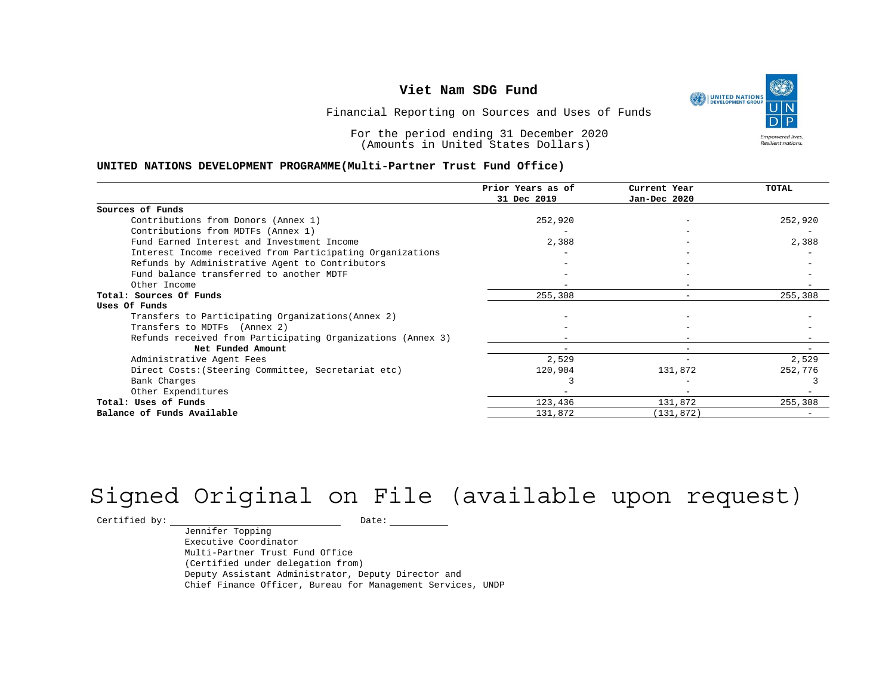# Viet Nam SDG Fund

Financial Reporting on Sources and Uses of Funds

For the period ending 31 December 2020
(Amounts in United States Dollars)

**UNITED NATIONS DEVELOPMENT PROGRAMME(Multi-Partner Trust Fund Office)**

| | Prior Years as of 31 Dec 2019 | Current Year Jan-Dec 2020 | TOTAL |
|---|---|---|---|
| **Sources of Funds** | | | |
| Contributions from Donors (Annex 1) | 252,920 | - | 252,920 |
| Contributions from MDTFs (Annex 1) | - | - | - |
| Fund Earned Interest and Investment Income | 2,388 | - | 2,388 |
| Interest Income received from Participating Organizations | - | - | - |
| Refunds by Administrative Agent to Contributors | - | - | - |
| Fund balance transferred to another MDTF | - | - | - |
| Other Income | - | - | - |
| **Total: Sources Of Funds** | 255,308 | - | 255,308 |
| **Uses Of Funds** | | | |
| Transfers to Participating Organizations(Annex 2) | - | - | - |
| Transfers to MDTFs (Annex 2) | - | - | - |
| Refunds received from Participating Organizations (Annex 3) | - | - | - |
| **Net Funded Amount** | - | - | - |
| Administrative Agent Fees | 2,529 | - | 2,529 |
| Direct Costs:(Steering Committee, Secretariat etc) | 120,904 | 131,872 | 252,776 |
| Bank Charges | 3 | - | 3 |
| Other Expenditures | - | - | - |
| **Total: Uses of Funds** | 123,436 | 131,872 | 255,308 |
| **Balance of Funds Available** | 131,872 | (131,872) | - |

Signed Original on File (available upon request)

Certified by: \_\_\_\_\_\_\_\_\_\_\_\_\_\_\_\_\_\_\_\_\_\_ Date: \_\_\_\_\_\_\_\_\_\_

Jennifer Topping
Executive Coordinator
Multi-Partner Trust Fund Office
(Certified under delegation from)
Deputy Assistant Administrator, Deputy Director and
Chief Finance Officer, Bureau for Management Services, UNDP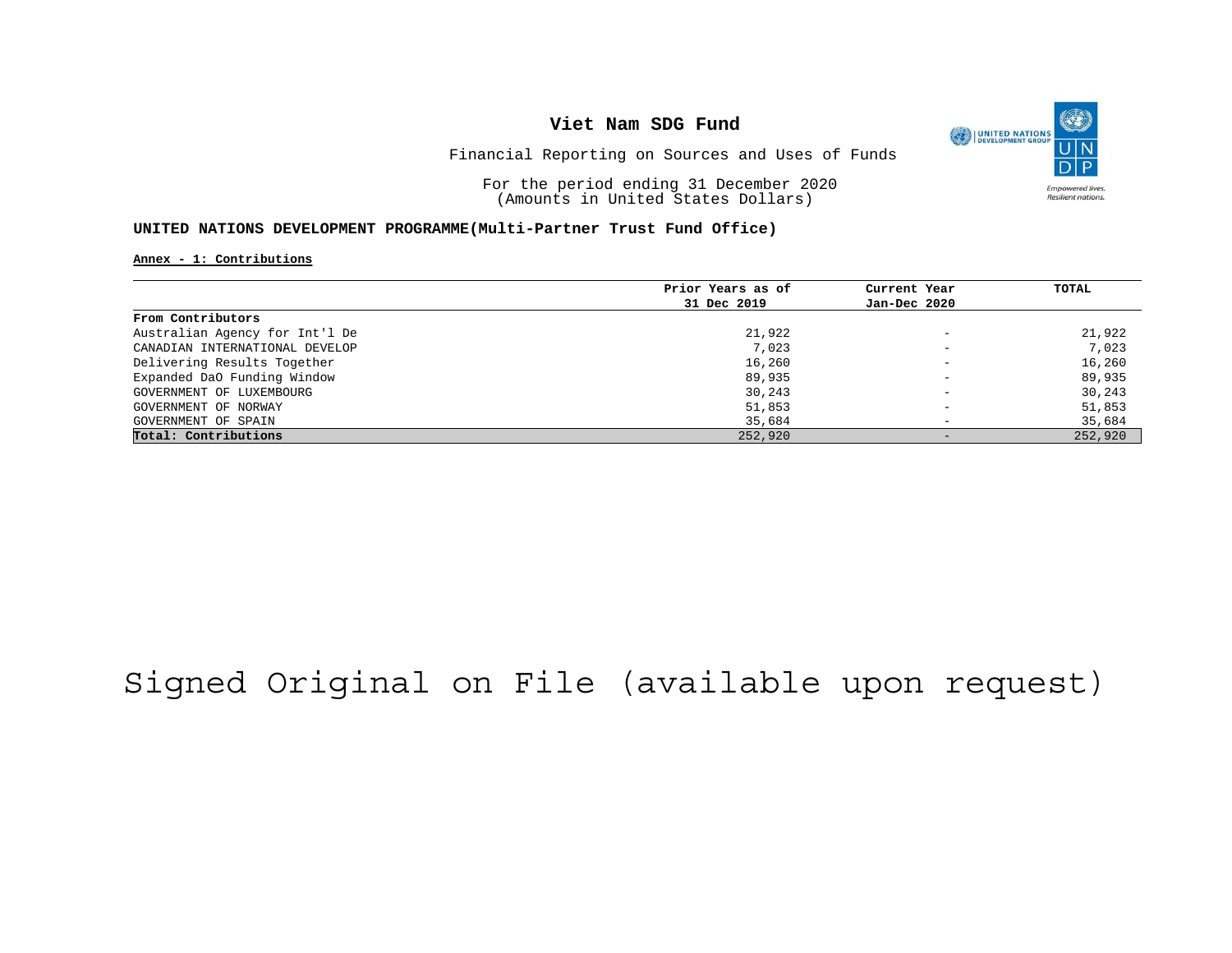# Viet Nam SDG Fund

Financial Reporting on Sources and Uses of Funds

For the period ending 31 December 2020
(Amounts in United States Dollars)

**UNITED NATIONS DEVELOPMENT PROGRAMME(Multi-Partner Trust Fund Office)**

**Annex - 1: Contributions**

| | Prior Years as of 31 Dec 2019 | Current Year Jan-Dec 2020 | TOTAL |
|---|---|---|---|
| **From Contributors** | | | |
| Australian Agency for Int'l De | 21,922 | - | 21,922 |
| CANADIAN INTERNATIONAL DEVELOP | 7,023 | - | 7,023 |
| Delivering Results Together | 16,260 | - | 16,260 |
| Expanded DaO Funding Window | 89,935 | - | 89,935 |
| GOVERNMENT OF LUXEMBOURG | 30,243 | - | 30,243 |
| GOVERNMENT OF NORWAY | 51,853 | - | 51,853 |
| GOVERNMENT OF SPAIN | 35,684 | - | 35,684 |
| **Total: Contributions** | 252,920 | - | 252,920 |

Signed Original on File (available upon request)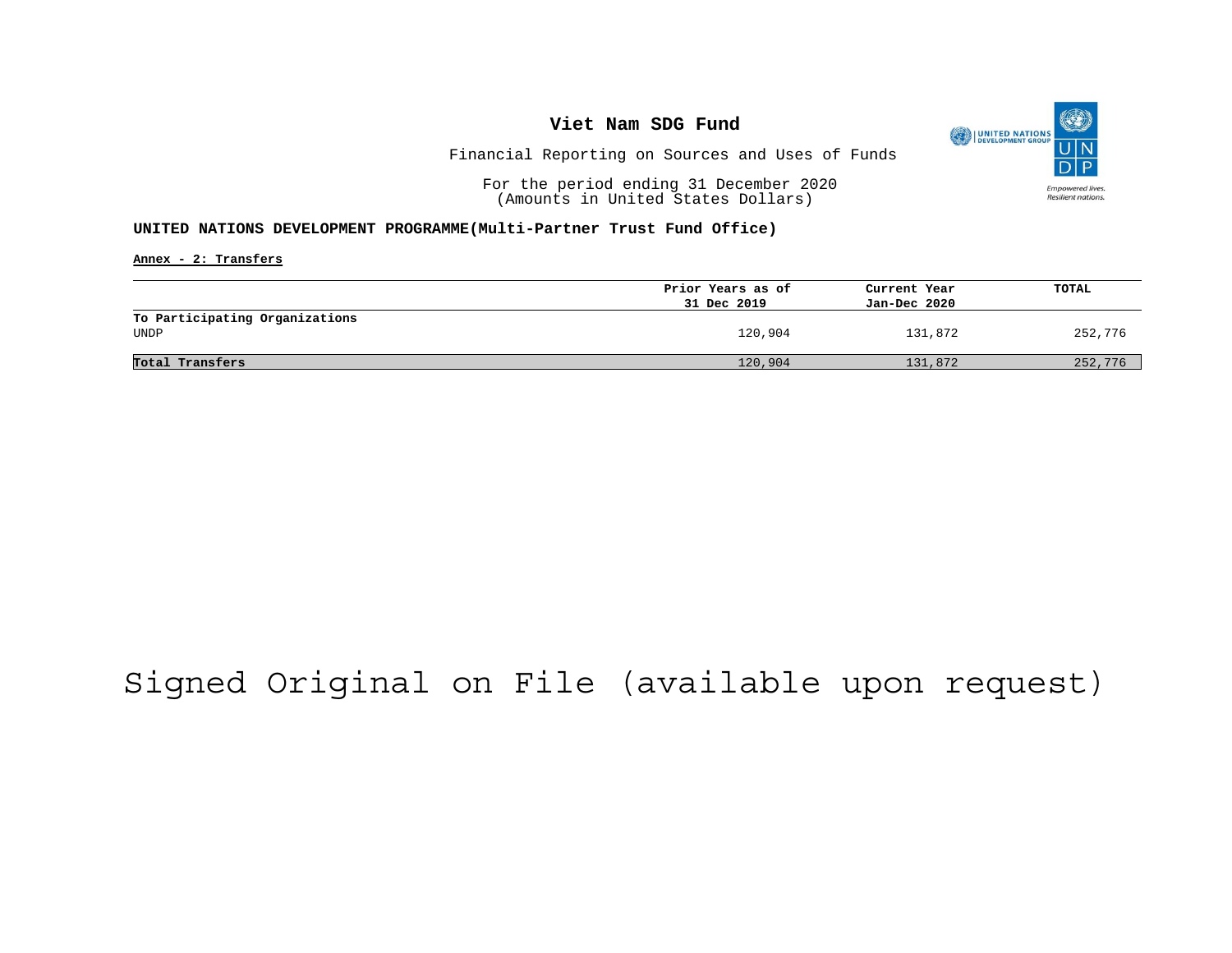# Viet Nam SDG Fund

Financial Reporting on Sources and Uses of Funds

For the period ending 31 December 2020
(Amounts in United States Dollars)

**UNITED NATIONS DEVELOPMENT PROGRAMME(Multi-Partner Trust Fund Office)**

**Annex - 2: Transfers**

| | Prior Years as of 31 Dec 2019 | Current Year Jan-Dec 2020 | TOTAL |
|---|---|---|---|
| **To Participating Organizations** | | | |
| UNDP | 120,904 | 131,872 | 252,776 |
| **Total Transfers** | 120,904 | 131,872 | 252,776 |

Signed Original on File (available upon request)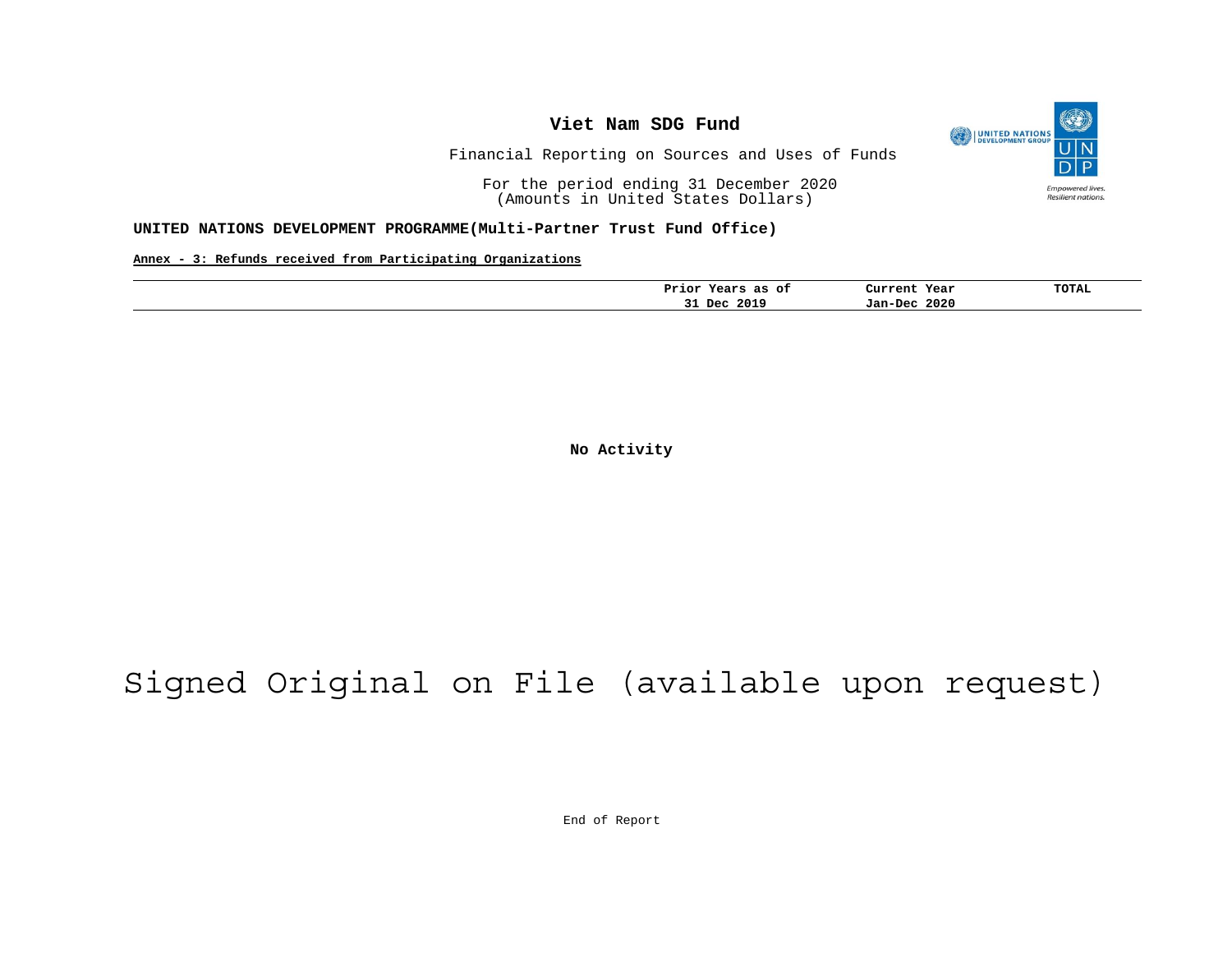# Viet Nam SDG Fund

Financial Reporting on Sources and Uses of Funds

For the period ending 31 December 2020
(Amounts in United States Dollars)

**UNITED NATIONS DEVELOPMENT PROGRAMME(Multi-Partner Trust Fund Office)**

**Annex - 3: Refunds received from Participating Organizations**

| | Prior Years as of 31 Dec 2019 | Current Year Jan-Dec 2020 | TOTAL |
|---|---|---|---|

**No Activity**

Signed Original on File (available upon request)

End of Report